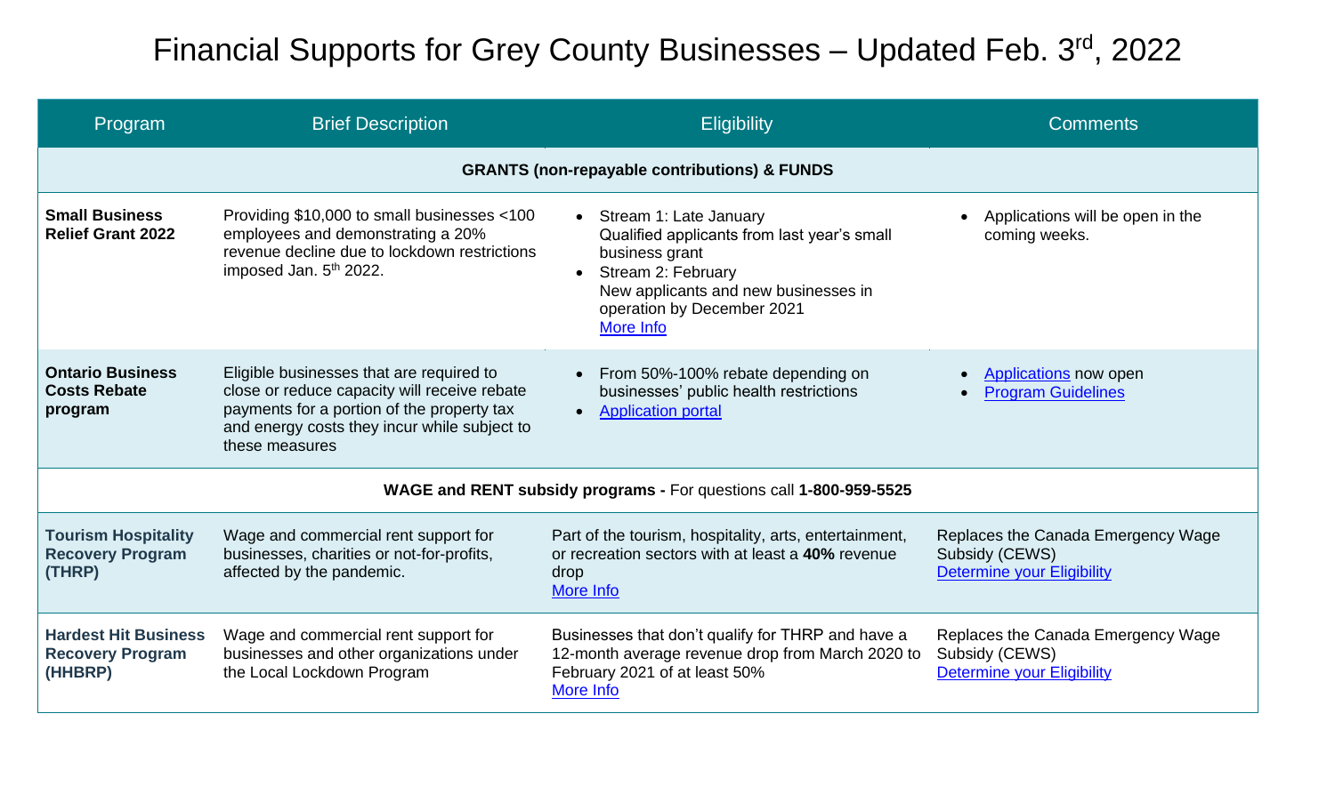# Financial Supports for Grey County Businesses – Updated Feb. 3rd, 2022

| Program | Brief Description | Eligibility | Comments |
|---|---|---|---|
| **GRANTS (non-repayable contributions) & FUNDS** | | | |
| **Small Business Relief Grant 2022** | Providing $10,000 to small businesses <100 employees and demonstrating a 20% revenue decline due to lockdown restrictions imposed Jan. 5th 2022. | • Stream 1: Late January Qualified applicants from last year's small business grant<br>• Stream 2: February New applicants and new businesses in operation by December 2021<br>More Info | • Applications will be open in the coming weeks. |
| **Ontario Business Costs Rebate program** | Eligible businesses that are required to close or reduce capacity will receive rebate payments for a portion of the property tax and energy costs they incur while subject to these measures | • From 50%-100% rebate depending on businesses' public health restrictions<br>• Application portal | • Applications now open<br>• Program Guidelines |
| **WAGE and RENT subsidy programs -** For questions call **1-800-959-5525** | | | |
| **Tourism Hospitality Recovery Program (THRP)** | Wage and commercial rent support for businesses, charities or not-for-profits, affected by the pandemic. | Part of the tourism, hospitality, arts, entertainment, or recreation sectors with at least a **40%** revenue drop<br>More Info | Replaces the Canada Emergency Wage Subsidy (CEWS)<br>Determine your Eligibility |
| **Hardest Hit Business Recovery Program (HHBRP)** | Wage and commercial rent support for businesses and other organizations under the Local Lockdown Program | Businesses that don't qualify for THRP and have a 12-month average revenue drop from March 2020 to February 2021 of at least 50%<br>More Info | Replaces the Canada Emergency Wage Subsidy (CEWS)<br>Determine your Eligibility |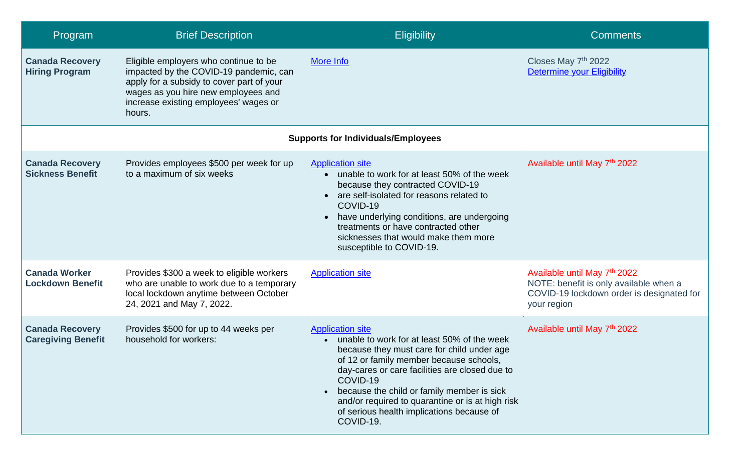| Program | Brief Description | Eligibility | Comments |
| --- | --- | --- | --- |
| **Canada Recovery Hiring Program** | Eligible employers who continue to be impacted by the COVID-19 pandemic, can apply for a subsidy to cover part of your wages as you hire new employees and increase existing employees' wages or hours. | More Info | Closes May 7th 2022<br>Determine your Eligibility |
| | | **Supports for Individuals/Employees** | |
| **Canada Recovery Sickness Benefit** | Provides employees $500 per week for up to a maximum of six weeks | Application site<br>• unable to work for at least 50% of the week because they contracted COVID-19<br>• are self-isolated for reasons related to COVID-19<br>• have underlying conditions, are undergoing treatments or have contracted other sicknesses that would make them more susceptible to COVID-19. | Available until May 7th 2022 |
| **Canada Worker Lockdown Benefit** | Provides $300 a week to eligible workers who are unable to work due to a temporary local lockdown anytime between October 24, 2021 and May 7, 2022. | Application site | Available until May 7th 2022<br>NOTE: benefit is only available when a COVID-19 lockdown order is designated for your region |
| **Canada Recovery Caregiving Benefit** | Provides $500 for up to 44 weeks per household for workers: | Application site<br>• unable to work for at least 50% of the week because they must care for child under age of 12 or family member because schools, day-cares or care facilities are closed due to COVID-19<br>• because the child or family member is sick and/or required to quarantine or is at high risk of serious health implications because of COVID-19. | Available until May 7th 2022 |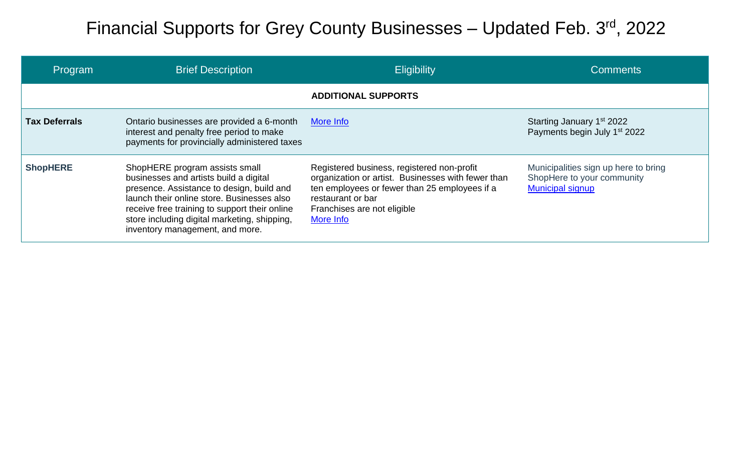# Financial Supports for Grey County Businesses – Updated Feb. 3rd, 2022

| Program | Brief Description | Eligibility | Comments |
|---|---|---|---|
| | | **ADDITIONAL SUPPORTS** | |
| **Tax Deferrals** | Ontario businesses are provided a 6-month interest and penalty free period to make payments for provincially administered taxes | More Info | Starting January 1st 2022<br>Payments begin July 1st 2022 |
| **ShopHERE** | ShopHERE program assists small businesses and artists build a digital presence. Assistance to design, build and launch their online store. Businesses also receive free training to support their online store including digital marketing, shipping, inventory management, and more. | Registered business, registered non-profit organization or artist. Businesses with fewer than ten employees or fewer than 25 employees if a restaurant or bar<br>Franchises are not eligible<br>More Info | Municipalities sign up here to bring ShopHere to your community<br>Municipal signup |